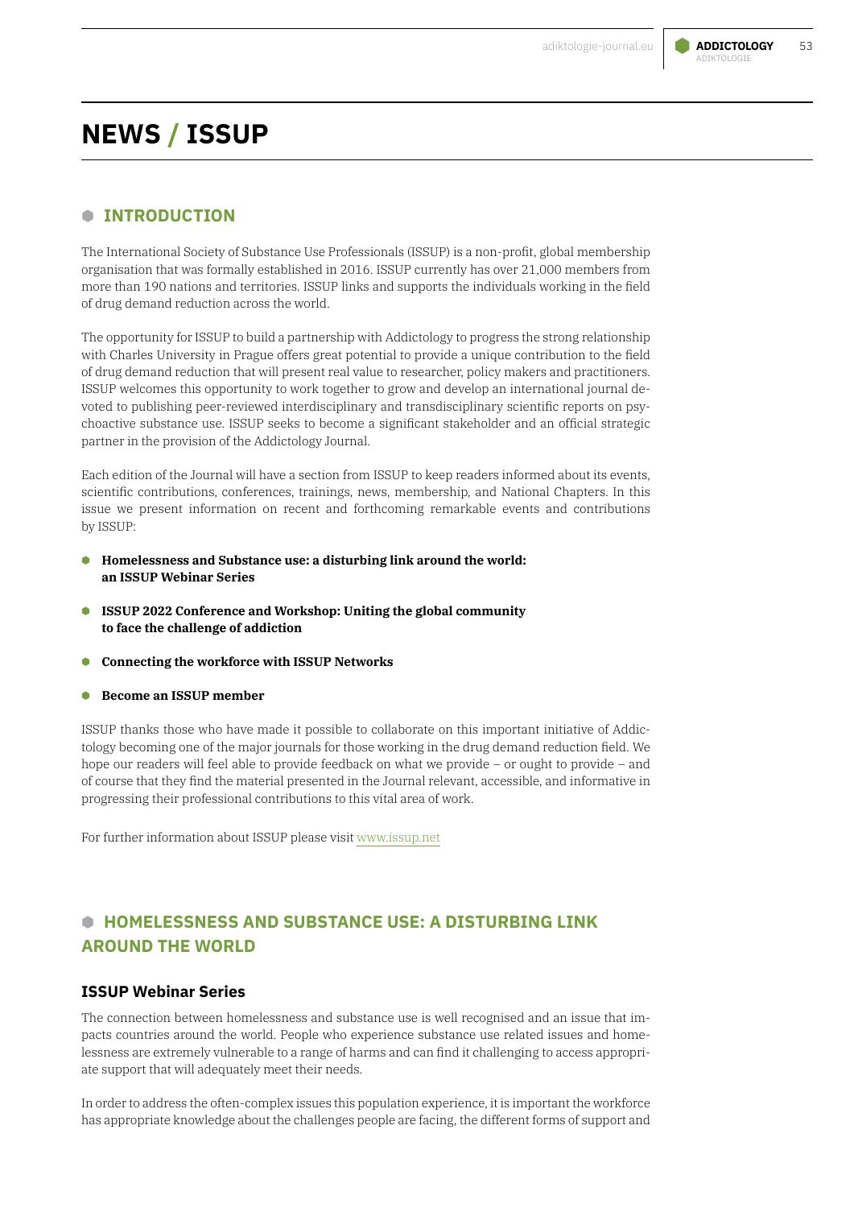# NEWS / ISSUP

## INTRODUCTION

The International Society of Substance Use Professionals (ISSUP) is a non-profit, global membership organisation that was formally established in 2016. ISSUP currently has over 21,000 members from more than 190 nations and territories. ISSUP links and supports the individuals working in the field of drug demand reduction across the world.

The opportunity for ISSUP to build a partnership with Addictology to progress the strong relationship with Charles University in Prague offers great potential to provide a unique contribution to the field of drug demand reduction that will present real value to researcher, policy makers and practitioners. ISSUP welcomes this opportunity to work together to grow and develop an international journal devoted to publishing peer-reviewed interdisciplinary and transdisciplinary scientific reports on psychoactive substance use. ISSUP seeks to become a significant stakeholder and an official strategic partner in the provision of the Addictology Journal.

Each edition of the Journal will have a section from ISSUP to keep readers informed about its events, scientific contributions, conferences, trainings, news, membership, and National Chapters. In this issue we present information on recent and forthcoming remarkable events and contributions by ISSUP:

- **Homelessness and Substance use: a disturbing link around the world: an ISSUP Webinar Series**
- **ISSUP 2022 Conference and Workshop: Uniting the global community to face the challenge of addiction**
- **Connecting the workforce with ISSUP Networks**
- **Become an ISSUP member**

ISSUP thanks those who have made it possible to collaborate on this important initiative of Addictology becoming one of the major journals for those working in the drug demand reduction field. We hope our readers will feel able to provide feedback on what we provide – or ought to provide – and of course that they find the material presented in the Journal relevant, accessible, and informative in progressing their professional contributions to this vital area of work.

For further information about ISSUP please visit www.issup.net

## HOMELESSNESS AND SUBSTANCE USE: A DISTURBING LINK AROUND THE WORLD

### ISSUP Webinar Series

The connection between homelessness and substance use is well recognised and an issue that impacts countries around the world. People who experience substance use related issues and homelessness are extremely vulnerable to a range of harms and can find it challenging to access appropriate support that will adequately meet their needs.

In order to address the often-complex issues this population experience, it is important the workforce has appropriate knowledge about the challenges people are facing, the different forms of support and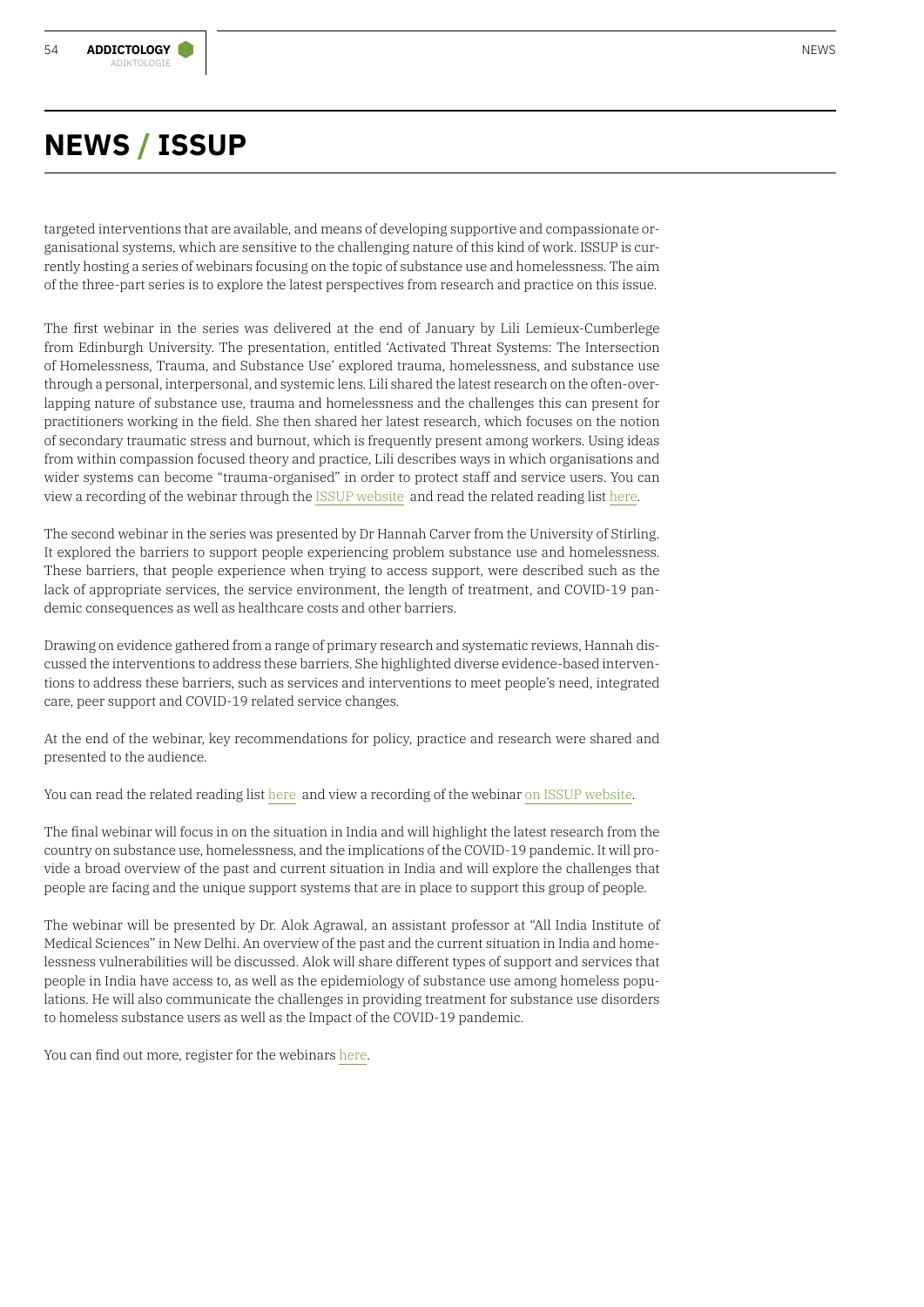# NEWS / ISSUP

targeted interventions that are available, and means of developing supportive and compassionate organisational systems, which are sensitive to the challenging nature of this kind of work. ISSUP is currently hosting a series of webinars focusing on the topic of substance use and homelessness. The aim of the three-part series is to explore the latest perspectives from research and practice on this issue.

The first webinar in the series was delivered at the end of January by Lili Lemieux-Cumberlege from Edinburgh University. The presentation, entitled 'Activated Threat Systems: The Intersection of Homelessness, Trauma, and Substance Use' explored trauma, homelessness, and substance use through a personal, interpersonal, and systemic lens. Lili shared the latest research on the often-overlapping nature of substance use, trauma and homelessness and the challenges this can present for practitioners working in the field. She then shared her latest research, which focuses on the notion of secondary traumatic stress and burnout, which is frequently present among workers. Using ideas from within compassion focused theory and practice, Lili describes ways in which organisations and wider systems can become "trauma-organised" in order to protect staff and service users. You can view a recording of the webinar through the ISSUP website and read the related reading list here.

The second webinar in the series was presented by Dr Hannah Carver from the University of Stirling. It explored the barriers to support people experiencing problem substance use and homelessness. These barriers, that people experience when trying to access support, were described such as the lack of appropriate services, the service environment, the length of treatment, and COVID-19 pandemic consequences as well as healthcare costs and other barriers.

Drawing on evidence gathered from a range of primary research and systematic reviews, Hannah discussed the interventions to address these barriers. She highlighted diverse evidence-based interventions to address these barriers, such as services and interventions to meet people's need, integrated care, peer support and COVID-19 related service changes.

At the end of the webinar, key recommendations for policy, practice and research were shared and presented to the audience.

You can read the related reading list here and view a recording of the webinar on ISSUP website.

The final webinar will focus in on the situation in India and will highlight the latest research from the country on substance use, homelessness, and the implications of the COVID-19 pandemic. It will provide a broad overview of the past and current situation in India and will explore the challenges that people are facing and the unique support systems that are in place to support this group of people.

The webinar will be presented by Dr. Alok Agrawal, an assistant professor at "All India Institute of Medical Sciences" in New Delhi. An overview of the past and the current situation in India and homelessness vulnerabilities will be discussed. Alok will share different types of support and services that people in India have access to, as well as the epidemiology of substance use among homeless populations. He will also communicate the challenges in providing treatment for substance use disorders to homeless substance users as well as the Impact of the COVID-19 pandemic.

You can find out more, register for the webinars here.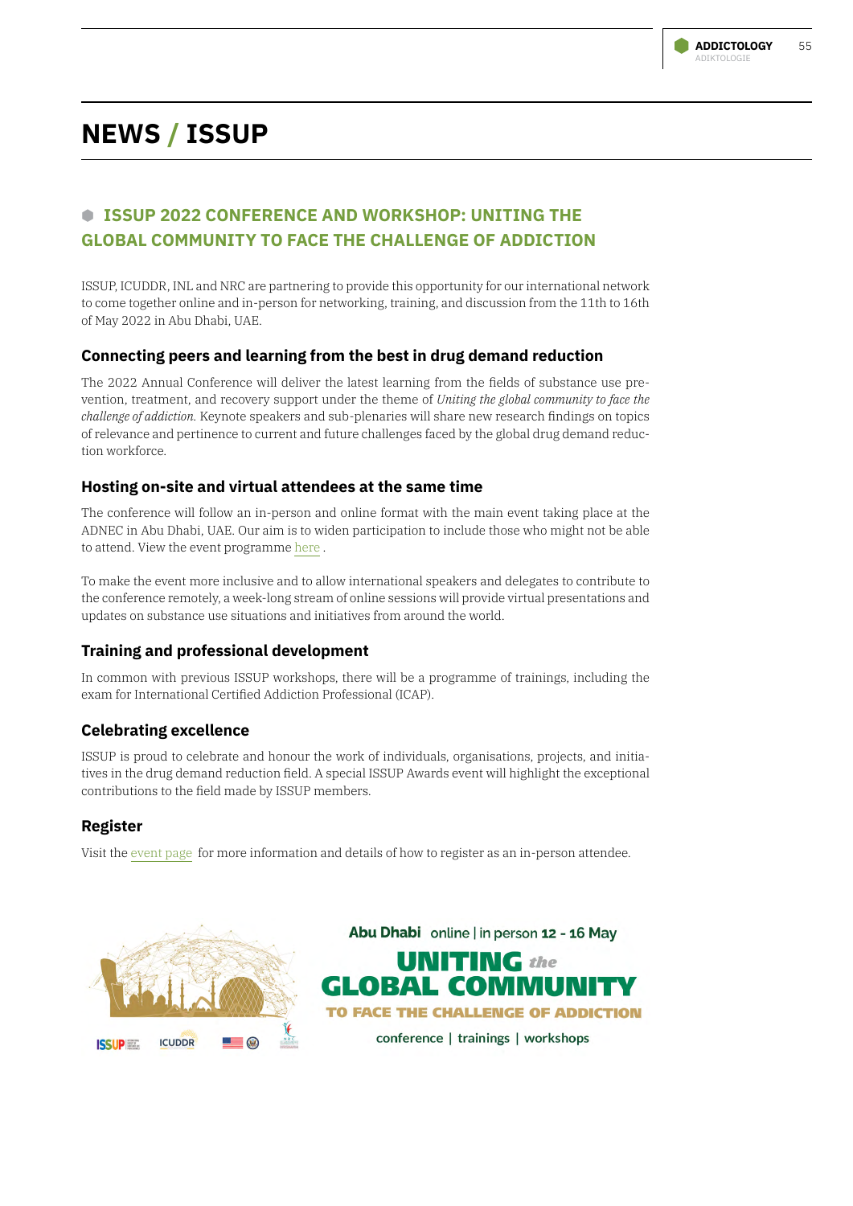# NEWS / ISSUP

## ISSUP 2022 CONFERENCE AND WORKSHOP: UNITING THE GLOBAL COMMUNITY TO FACE THE CHALLENGE OF ADDICTION

ISSUP, ICUDDR, INL and NRC are partnering to provide this opportunity for our international network to come together online and in-person for networking, training, and discussion from the 11th to 16th of May 2022 in Abu Dhabi, UAE.

### Connecting peers and learning from the best in drug demand reduction

The 2022 Annual Conference will deliver the latest learning from the fields of substance use prevention, treatment, and recovery support under the theme of *Uniting the global community to face the challenge of addiction.* Keynote speakers and sub-plenaries will share new research findings on topics of relevance and pertinence to current and future challenges faced by the global drug demand reduction workforce.

### Hosting on-site and virtual attendees at the same time

The conference will follow an in-person and online format with the main event taking place at the ADNEC in Abu Dhabi, UAE. Our aim is to widen participation to include those who might not be able to attend. View the event programme here .

To make the event more inclusive and to allow international speakers and delegates to contribute to the conference remotely, a week-long stream of online sessions will provide virtual presentations and updates on substance use situations and initiatives from around the world.

### Training and professional development

In common with previous ISSUP workshops, there will be a programme of trainings, including the exam for International Certified Addiction Professional (ICAP).

### Celebrating excellence

ISSUP is proud to celebrate and honour the work of individuals, organisations, projects, and initiatives in the drug demand reduction field. A special ISSUP Awards event will highlight the exceptional contributions to the field made by ISSUP members.

### Register

Visit the event page for more information and details of how to register as an in-person attendee.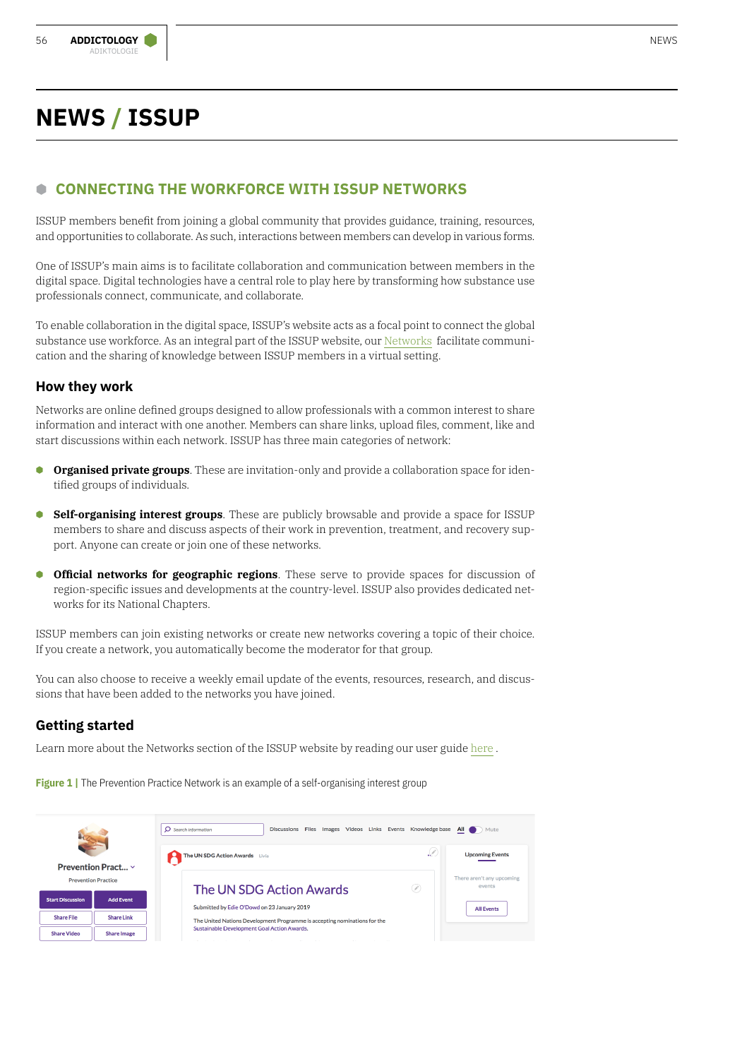# NEWS / ISSUP

## CONNECTING THE WORKFORCE WITH ISSUP NETWORKS

ISSUP members benefit from joining a global community that provides guidance, training, resources, and opportunities to collaborate. As such, interactions between members can develop in various forms.

One of ISSUP's main aims is to facilitate collaboration and communication between members in the digital space. Digital technologies have a central role to play here by transforming how substance use professionals connect, communicate, and collaborate.

To enable collaboration in the digital space, ISSUP's website acts as a focal point to connect the global substance use workforce. As an integral part of the ISSUP website, our Networks facilitate communication and the sharing of knowledge between ISSUP members in a virtual setting.

### How they work

Networks are online defined groups designed to allow professionals with a common interest to share information and interact with one another. Members can share links, upload files, comment, like and start discussions within each network. ISSUP has three main categories of network:

- **Organised private groups**. These are invitation-only and provide a collaboration space for identified groups of individuals.
- **Self-organising interest groups**. These are publicly browsable and provide a space for ISSUP members to share and discuss aspects of their work in prevention, treatment, and recovery support. Anyone can create or join one of these networks.
- **Official networks for geographic regions**. These serve to provide spaces for discussion of region-specific issues and developments at the country-level. ISSUP also provides dedicated networks for its National Chapters.

ISSUP members can join existing networks or create new networks covering a topic of their choice. If you create a network, you automatically become the moderator for that group.

You can also choose to receive a weekly email update of the events, resources, research, and discussions that have been added to the networks you have joined.

### Getting started

Learn more about the Networks section of the ISSUP website by reading our user guide here .

**Figure 1 |** The Prevention Practice Network is an example of a self-organising interest group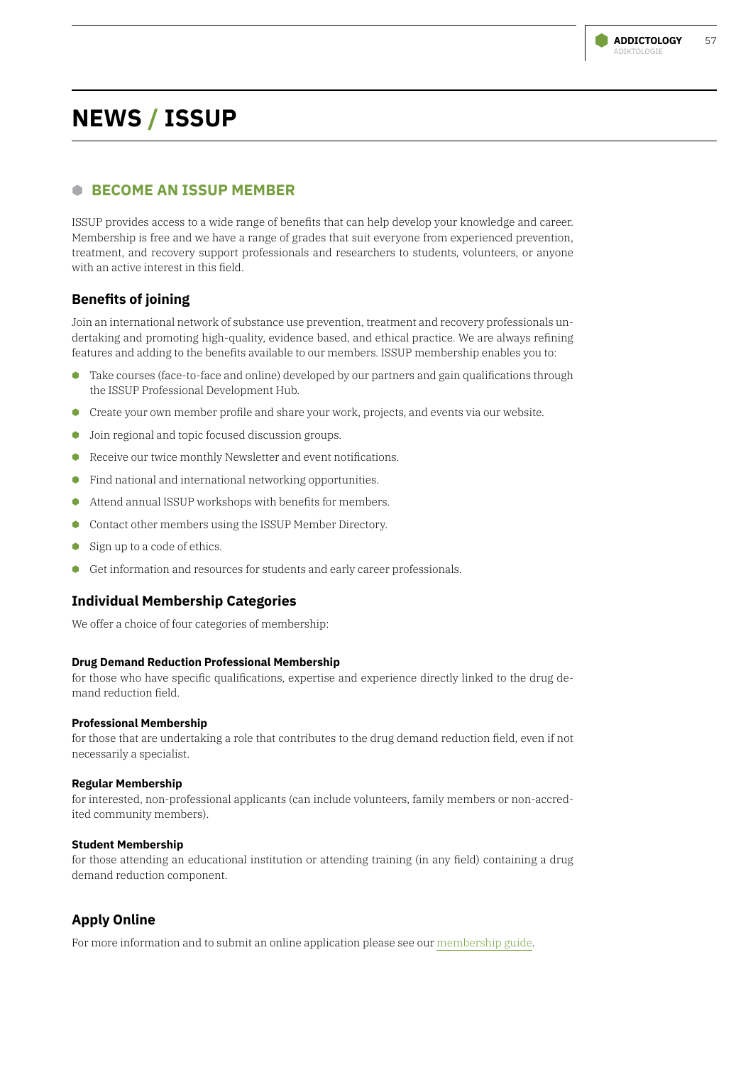# NEWS / ISSUP

## BECOME AN ISSUP MEMBER

ISSUP provides access to a wide range of benefits that can help develop your knowledge and career. Membership is free and we have a range of grades that suit everyone from experienced prevention, treatment, and recovery support professionals and researchers to students, volunteers, or anyone with an active interest in this field.

### Benefits of joining

Join an international network of substance use prevention, treatment and recovery professionals undertaking and promoting high-quality, evidence based, and ethical practice. We are always refining features and adding to the benefits available to our members. ISSUP membership enables you to:

- Take courses (face-to-face and online) developed by our partners and gain qualifications through the ISSUP Professional Development Hub.
- Create your own member profile and share your work, projects, and events via our website.
- Join regional and topic focused discussion groups.
- Receive our twice monthly Newsletter and event notifications.
- Find national and international networking opportunities.
- Attend annual ISSUP workshops with benefits for members.
- Contact other members using the ISSUP Member Directory.
- Sign up to a code of ethics.
- Get information and resources for students and early career professionals.

### Individual Membership Categories

We offer a choice of four categories of membership:

**Drug Demand Reduction Professional Membership**
for those who have specific qualifications, expertise and experience directly linked to the drug demand reduction field.

**Professional Membership**
for those that are undertaking a role that contributes to the drug demand reduction field, even if not necessarily a specialist.

**Regular Membership**
for interested, non-professional applicants (can include volunteers, family members or non-accredited community members).

**Student Membership**
for those attending an educational institution or attending training (in any field) containing a drug demand reduction component.

### Apply Online

For more information and to submit an online application please see our membership guide.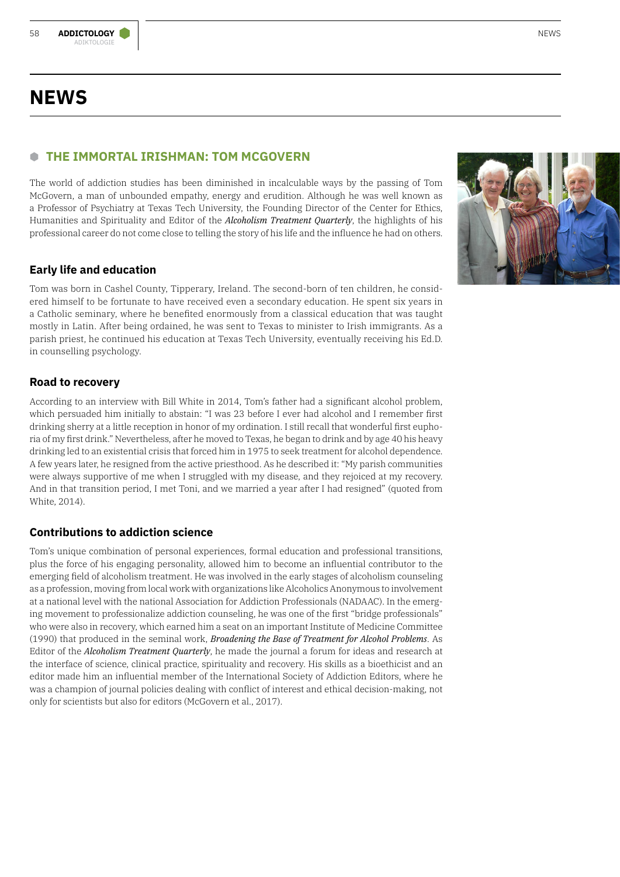# NEWS

## THE IMMORTAL IRISHMAN: TOM MCGOVERN

The world of addiction studies has been diminished in incalculable ways by the passing of Tom McGovern, a man of unbounded empathy, energy and erudition. Although he was well known as a Professor of Psychiatry at Texas Tech University, the Founding Director of the Center for Ethics, Humanities and Spirituality and Editor of the ***Alcoholism Treatment Quarterly***, the highlights of his professional career do not come close to telling the story of his life and the influence he had on others.

### Early life and education

Tom was born in Cashel County, Tipperary, Ireland. The second-born of ten children, he considered himself to be fortunate to have received even a secondary education. He spent six years in a Catholic seminary, where he benefited enormously from a classical education that was taught mostly in Latin. After being ordained, he was sent to Texas to minister to Irish immigrants. As a parish priest, he continued his education at Texas Tech University, eventually receiving his Ed.D. in counselling psychology.

### Road to recovery

According to an interview with Bill White in 2014, Tom's father had a significant alcohol problem, which persuaded him initially to abstain: "I was 23 before I ever had alcohol and I remember first drinking sherry at a little reception in honor of my ordination. I still recall that wonderful first euphoria of my first drink." Nevertheless, after he moved to Texas, he began to drink and by age 40 his heavy drinking led to an existential crisis that forced him in 1975 to seek treatment for alcohol dependence. A few years later, he resigned from the active priesthood. As he described it: "My parish communities were always supportive of me when I struggled with my disease, and they rejoiced at my recovery. And in that transition period, I met Toni, and we married a year after I had resigned" (quoted from White, 2014).

### Contributions to addiction science

Tom's unique combination of personal experiences, formal education and professional transitions, plus the force of his engaging personality, allowed him to become an influential contributor to the emerging field of alcoholism treatment. He was involved in the early stages of alcoholism counseling as a profession, moving from local work with organizations like Alcoholics Anonymous to involvement at a national level with the national Association for Addiction Professionals (NADAAC). In the emerging movement to professionalize addiction counseling, he was one of the first "bridge professionals" who were also in recovery, which earned him a seat on an important Institute of Medicine Committee (1990) that produced in the seminal work, ***Broadening the Base of Treatment for Alcohol Problems***. As Editor of the ***Alcoholism Treatment Quarterly***, he made the journal a forum for ideas and research at the interface of science, clinical practice, spirituality and recovery. His skills as a bioethicist and an editor made him an influential member of the International Society of Addiction Editors, where he was a champion of journal policies dealing with conflict of interest and ethical decision-making, not only for scientists but also for editors (McGovern et al., 2017).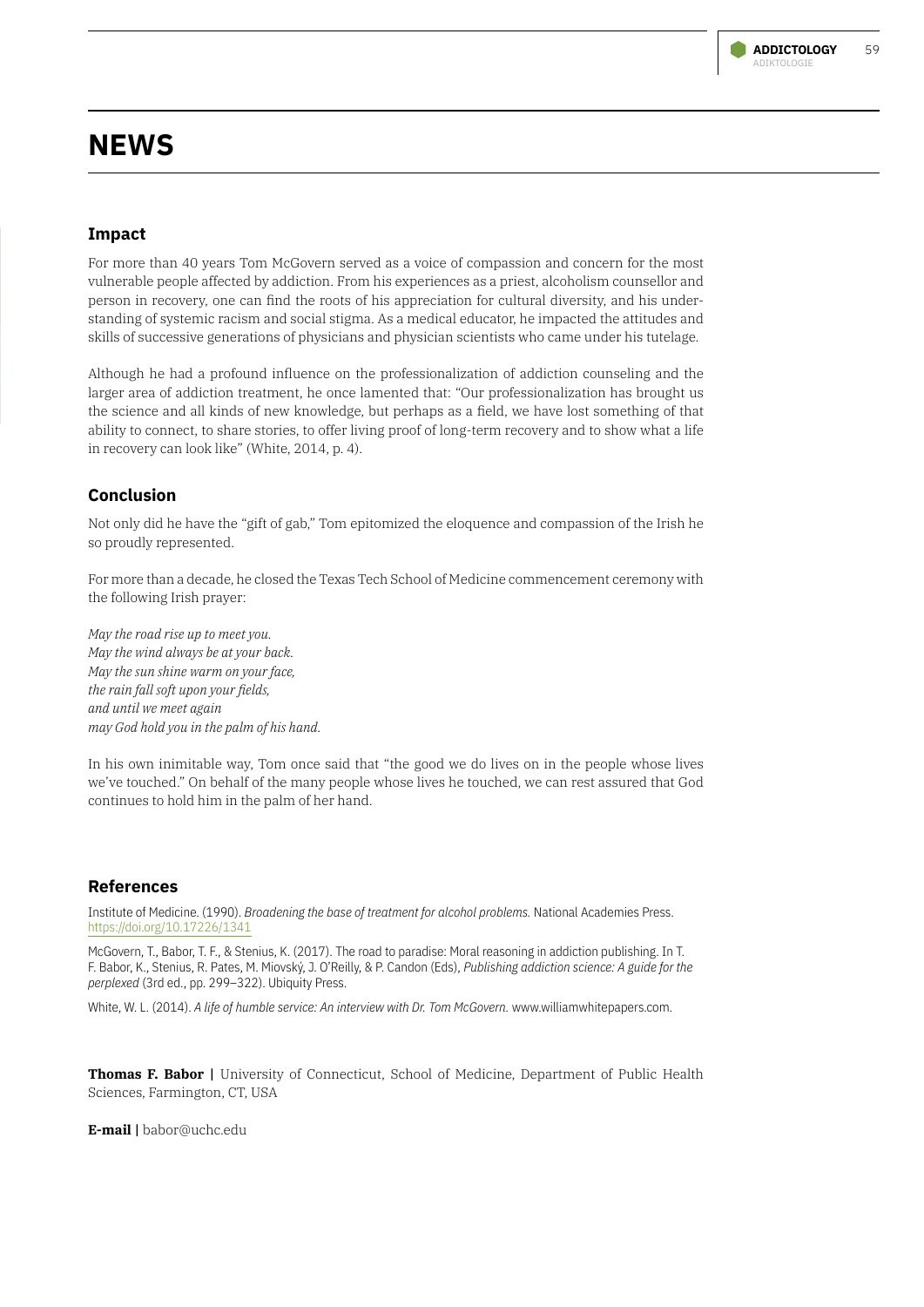# NEWS

## Impact

For more than 40 years Tom McGovern served as a voice of compassion and concern for the most vulnerable people affected by addiction. From his experiences as a priest, alcoholism counsellor and person in recovery, one can find the roots of his appreciation for cultural diversity, and his understanding of systemic racism and social stigma. As a medical educator, he impacted the attitudes and skills of successive generations of physicians and physician scientists who came under his tutelage.

Although he had a profound influence on the professionalization of addiction counseling and the larger area of addiction treatment, he once lamented that: "Our professionalization has brought us the science and all kinds of new knowledge, but perhaps as a field, we have lost something of that ability to connect, to share stories, to offer living proof of long-term recovery and to show what a life in recovery can look like" (White, 2014, p. 4).

## Conclusion

Not only did he have the "gift of gab," Tom epitomized the eloquence and compassion of the Irish he so proudly represented.

For more than a decade, he closed the Texas Tech School of Medicine commencement ceremony with the following Irish prayer:

*May the road rise up to meet you.*
*May the wind always be at your back.*
*May the sun shine warm on your face,*
*the rain fall soft upon your fields,*
*and until we meet again*
*may God hold you in the palm of his hand.*

In his own inimitable way, Tom once said that "the good we do lives on in the people whose lives we've touched." On behalf of the many people whose lives he touched, we can rest assured that God continues to hold him in the palm of her hand.

## References

Institute of Medicine. (1990). *Broadening the base of treatment for alcohol problems.* National Academies Press. https://doi.org/10.17226/1341

McGovern, T., Babor, T. F., & Stenius, K. (2017). The road to paradise: Moral reasoning in addiction publishing. In T. F. Babor, K., Stenius, R. Pates, M. Miovský, J. O'Reilly, & P. Candon (Eds), *Publishing addiction science: A guide for the perplexed* (3rd ed., pp. 299–322). Ubiquity Press.

White, W. L. (2014). *A life of humble service: An interview with Dr. Tom McGovern.* www.williamwhitepapers.com.

**Thomas F. Babor |** University of Connecticut, School of Medicine, Department of Public Health Sciences, Farmington, CT, USA

**E-mail |** babor@uchc.edu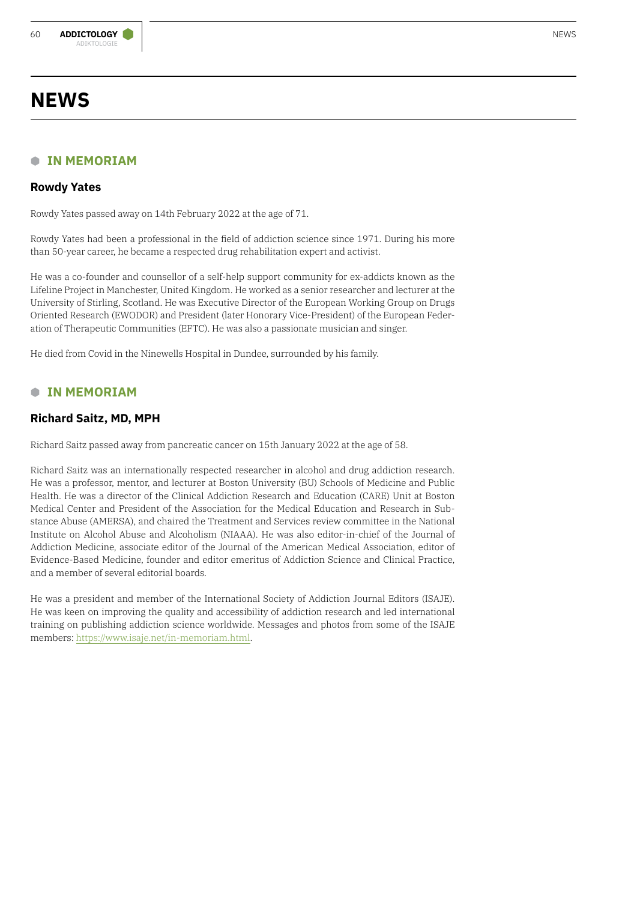# NEWS

## IN MEMORIAM

### Rowdy Yates

Rowdy Yates passed away on 14th February 2022 at the age of 71.

Rowdy Yates had been a professional in the field of addiction science since 1971. During his more than 50-year career, he became a respected drug rehabilitation expert and activist.

He was a co-founder and counsellor of a self-help support community for ex-addicts known as the Lifeline Project in Manchester, United Kingdom. He worked as a senior researcher and lecturer at the University of Stirling, Scotland. He was Executive Director of the European Working Group on Drugs Oriented Research (EWODOR) and President (later Honorary Vice-President) of the European Federation of Therapeutic Communities (EFTC). He was also a passionate musician and singer.

He died from Covid in the Ninewells Hospital in Dundee, surrounded by his family.

## IN MEMORIAM

### Richard Saitz, MD, MPH

Richard Saitz passed away from pancreatic cancer on 15th January 2022 at the age of 58.

Richard Saitz was an internationally respected researcher in alcohol and drug addiction research. He was a professor, mentor, and lecturer at Boston University (BU) Schools of Medicine and Public Health. He was a director of the Clinical Addiction Research and Education (CARE) Unit at Boston Medical Center and President of the Association for the Medical Education and Research in Substance Abuse (AMERSA), and chaired the Treatment and Services review committee in the National Institute on Alcohol Abuse and Alcoholism (NIAAA). He was also editor-in-chief of the Journal of Addiction Medicine, associate editor of the Journal of the American Medical Association, editor of Evidence-Based Medicine, founder and editor emeritus of Addiction Science and Clinical Practice, and a member of several editorial boards.

He was a president and member of the International Society of Addiction Journal Editors (ISAJE). He was keen on improving the quality and accessibility of addiction research and led international training on publishing addiction science worldwide. Messages and photos from some of the ISAJE members: https://www.isaje.net/in-memoriam.html.